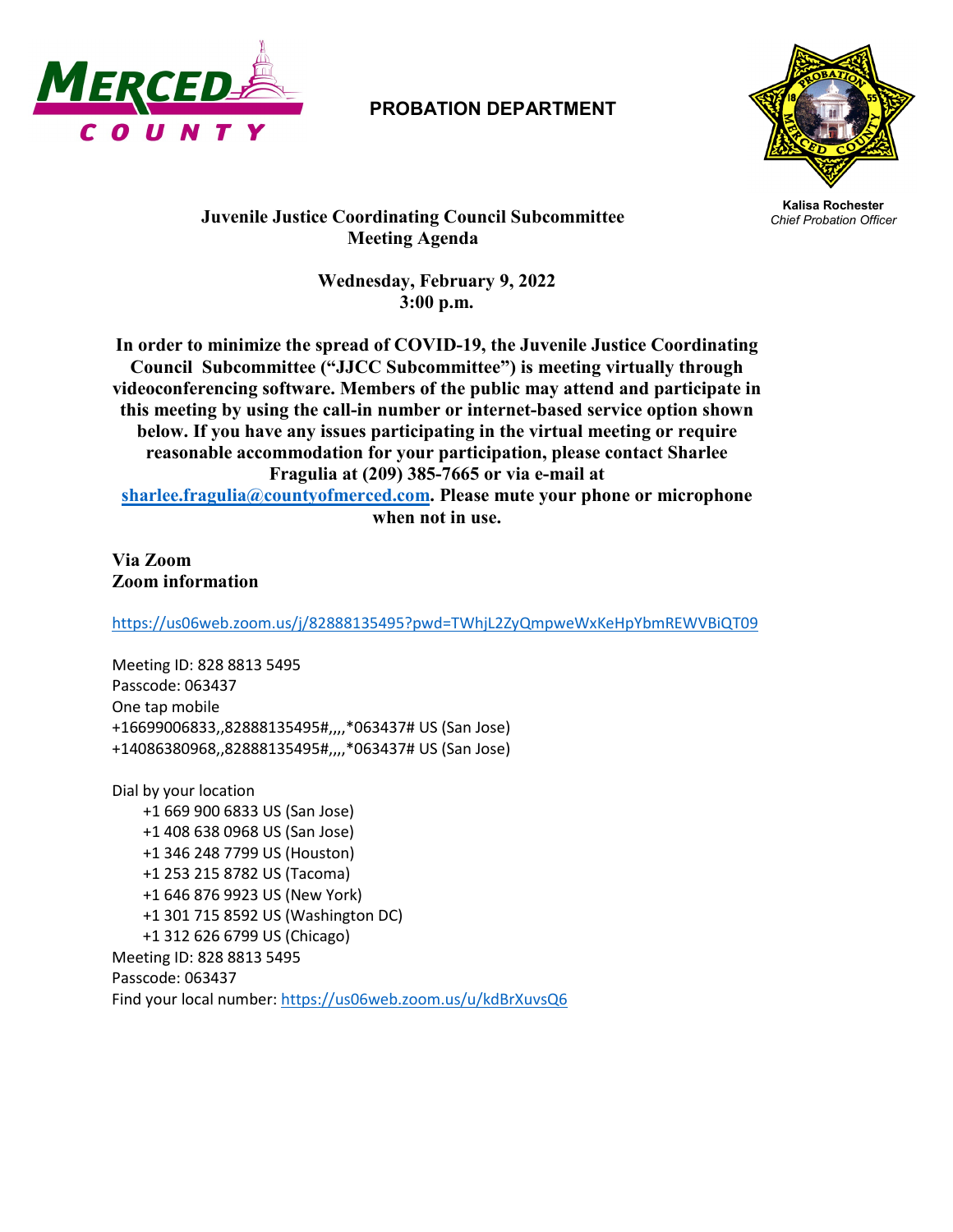MERCED COUNTY

**PROBATION DEPARTMENT**

**Kalisa Rochester**
*Chief Probation Officer*

## Juvenile Justice Coordinating Council Subcommittee
## Meeting Agenda

**Wednesday, February 9, 2022**
**3:00 p.m.**

**In order to minimize the spread of COVID-19, the Juvenile Justice Coordinating Council Subcommittee ("JJCC Subcommittee") is meeting virtually through videoconferencing software. Members of the public may attend and participate in this meeting by using the call-in number or internet-based service option shown below. If you have any issues participating in the virtual meeting or require reasonable accommodation for your participation, please contact Sharlee Fragulia at (209) 385-7665 or via e-mail at sharlee.fragulia@countyofmerced.com. Please mute your phone or microphone when not in use.**

**Via Zoom**
**Zoom information**

https://us06web.zoom.us/j/82888135495?pwd=TWhjL2ZyQmpweWxKeHpYbmREWVBiQT09

Meeting ID: 828 8813 5495
Passcode: 063437
One tap mobile
+16699006833,,82888135495#,,,,*063437# US (San Jose)
+14086380968,,82888135495#,,,,*063437# US (San Jose)

Dial by your location
- +1 669 900 6833 US (San Jose)
- +1 408 638 0968 US (San Jose)
- +1 346 248 7799 US (Houston)
- +1 253 215 8782 US (Tacoma)
- +1 646 876 9923 US (New York)
- +1 301 715 8592 US (Washington DC)
- +1 312 626 6799 US (Chicago)

Meeting ID: 828 8813 5495
Passcode: 063437
Find your local number: https://us06web.zoom.us/u/kdBrXuvsQ6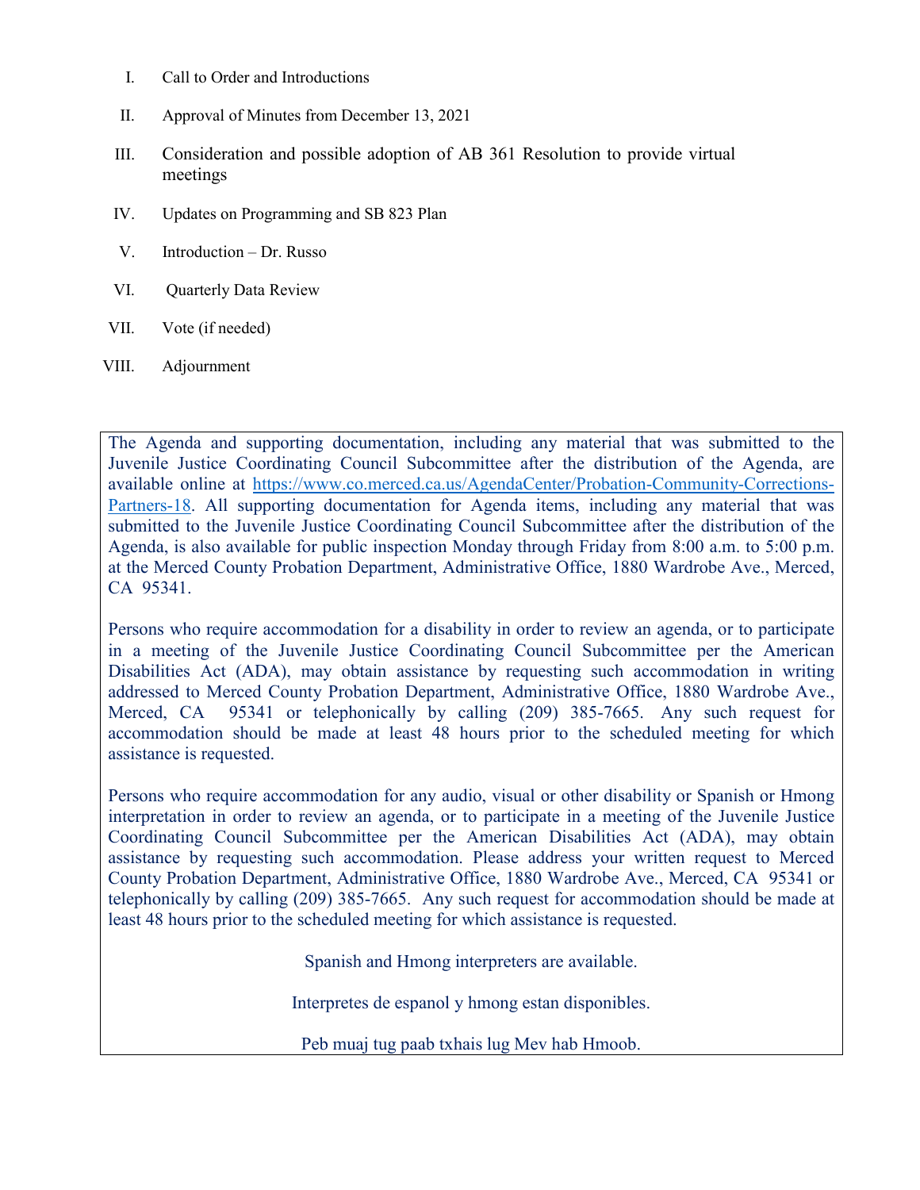I. Call to Order and Introductions

II. Approval of Minutes from December 13, 2021

III. Consideration and possible adoption of AB 361 Resolution to provide virtual meetings

IV. Updates on Programming and SB 823 Plan

V. Introduction – Dr. Russo

VI. Quarterly Data Review

VII. Vote (if needed)

VIII. Adjournment

The Agenda and supporting documentation, including any material that was submitted to the Juvenile Justice Coordinating Council Subcommittee after the distribution of the Agenda, are available online at https://www.co.merced.ca.us/AgendaCenter/Probation-Community-Corrections-Partners-18. All supporting documentation for Agenda items, including any material that was submitted to the Juvenile Justice Coordinating Council Subcommittee after the distribution of the Agenda, is also available for public inspection Monday through Friday from 8:00 a.m. to 5:00 p.m. at the Merced County Probation Department, Administrative Office, 1880 Wardrobe Ave., Merced, CA 95341.

Persons who require accommodation for a disability in order to review an agenda, or to participate in a meeting of the Juvenile Justice Coordinating Council Subcommittee per the American Disabilities Act (ADA), may obtain assistance by requesting such accommodation in writing addressed to Merced County Probation Department, Administrative Office, 1880 Wardrobe Ave., Merced, CA 95341 or telephonically by calling (209) 385-7665. Any such request for accommodation should be made at least 48 hours prior to the scheduled meeting for which assistance is requested.

Persons who require accommodation for any audio, visual or other disability or Spanish or Hmong interpretation in order to review an agenda, or to participate in a meeting of the Juvenile Justice Coordinating Council Subcommittee per the American Disabilities Act (ADA), may obtain assistance by requesting such accommodation. Please address your written request to Merced County Probation Department, Administrative Office, 1880 Wardrobe Ave., Merced, CA 95341 or telephonically by calling (209) 385-7665. Any such request for accommodation should be made at least 48 hours prior to the scheduled meeting for which assistance is requested.

Spanish and Hmong interpreters are available.

Interpretes de espanol y hmong estan disponibles.

Peb muaj tug paab txhais lug Mev hab Hmoob.